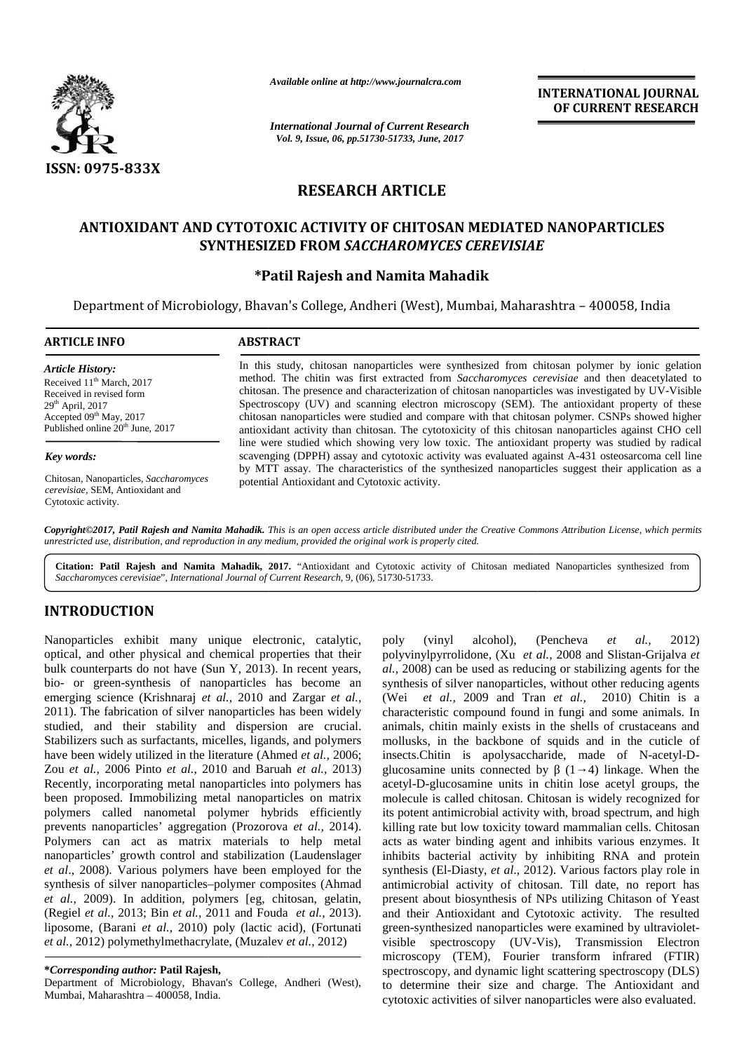ISSN: 0975-833X

*Available online at http://www.journalcra.com*

*International Journal of Current Research*
*Vol. 9, Issue, 06, pp.51730-51733, June, 2017*

**INTERNATIONAL JOURNAL OF CURRENT RESEARCH**

## RESEARCH ARTICLE

# ANTIOXIDANT AND CYTOTOXIC ACTIVITY OF CHITOSAN MEDIATED NANOPARTICLES SYNTHESIZED FROM *SACCHAROMYCES CEREVISIAE*

**\*Patil Rajesh and Namita Mahadik**

Department of Microbiology, Bhavan's College, Andheri (West), Mumbai, Maharashtra – 400058, India

### ARTICLE INFO

*Article History:*

Received 11[th] March, 2017
Received in revised form 29[th] April, 2017
Accepted 09[th] May, 2017
Published online 20[th] June, 2017

*Key words:*

Chitosan, Nanoparticles, *Saccharomyces cerevisiae*, SEM, Antioxidant and Cytotoxic activity.

### ABSTRACT

In this study, chitosan nanoparticles were synthesized from chitosan polymer by ionic gelation method. The chitin was first extracted from *Saccharomyces cerevisiae* and then deacetylated to chitosan. The presence and characterization of chitosan nanoparticles was investigated by UV-Visible Spectroscopy (UV) and scanning electron microscopy (SEM). The antioxidant property of these chitosan nanoparticles were studied and compare with that chitosan polymer. CSNPs showed higher antioxidant activity than chitosan. The cytotoxicity of this chitosan nanoparticles against CHO cell line were studied which showing very low toxic. The antioxidant property was studied by radical scavenging (DPPH) assay and cytotoxic activity was evaluated against A-431 osteosarcoma cell line by MTT assay. The characteristics of the synthesized nanoparticles suggest their application as a potential Antioxidant and Cytotoxic activity.

*Copyright©2017, Patil Rajesh and Namita Mahadik. This is an open access article distributed under the Creative Commons Attribution License, which permits unrestricted use, distribution, and reproduction in any medium, provided the original work is properly cited.*

**Citation: Patil Rajesh and Namita Mahadik, 2017.** "Antioxidant and Cytotoxic activity of Chitosan mediated Nanoparticles synthesized from *Saccharomyces cerevisiae*", *International Journal of Current Research*, 9, (06), 51730-51733.

## INTRODUCTION

Nanoparticles exhibit many unique electronic, catalytic, optical, and other physical and chemical properties that their bulk counterparts do not have (Sun Y, 2013). In recent years, bio- or green-synthesis of nanoparticles has become an emerging science (Krishnaraj *et al.,* 2010 and Zargar *et al.,* 2011). The fabrication of silver nanoparticles has been widely studied, and their stability and dispersion are crucial. Stabilizers such as surfactants, micelles, ligands, and polymers have been widely utilized in the literature (Ahmed *et al.,* 2006; Zou *et al.,* 2006 Pinto *et al.,* 2010 and Baruah *et al.,* 2013) Recently, incorporating metal nanoparticles into polymers has been proposed. Immobilizing metal nanoparticles on matrix polymers called nanometal polymer hybrids efficiently prevents nanoparticles' aggregation (Prozorova *et al.,* 2014). Polymers can act as matrix materials to help metal nanoparticles' growth control and stabilization (Laudenslager *et al*., 2008). Various polymers have been employed for the synthesis of silver nanoparticles–polymer composites (Ahmad *et al.,* 2009). In addition, polymers [eg, chitosan, gelatin, (Regiel *et al.,* 2013; Bin *et al.,* 2011 and Fouda *et al.,* 2013). liposome, (Barani *et al.,* 2010) poly (lactic acid), (Fortunati *et al.,* 2012) polymethylmethacrylate, (Muzalev *et al.,* 2012) poly (vinyl alcohol), (Pencheva *et al.,* 2012) polyvinylpyrrolidone, (Xu *et al.,* 2008 and Slistan-Grijalva *et al.,* 2008) can be used as reducing or stabilizing agents for the synthesis of silver nanoparticles, without other reducing agents (Wei *et al.,* 2009 and Tran *et al.,* 2010) Chitin is a characteristic compound found in fungi and some animals. In animals, chitin mainly exists in the shells of crustaceans and mollusks, in the backbone of squids and in the cuticle of insects.Chitin is apolysaccharide, made of N-acetyl-D-glucosamine units connected by β (1→4) linkage. When the acetyl-D-glucosamine units in chitin lose acetyl groups, the molecule is called chitosan. Chitosan is widely recognized for its potent antimicrobial activity with, broad spectrum, and high killing rate but low toxicity toward mammalian cells. Chitosan acts as water binding agent and inhibits various enzymes. It inhibits bacterial activity by inhibiting RNA and protein synthesis (El-Diasty, *et al*., 2012). Various factors play role in antimicrobial activity of chitosan. Till date, no report has present about biosynthesis of NPs utilizing Chitason of Yeast and their Antioxidant and Cytotoxic activity. The resulted green-synthesized nanoparticles were examined by ultraviolet-visible spectroscopy (UV-Vis), Transmission Electron microscopy (TEM), Fourier transform infrared (FTIR) spectroscopy, and dynamic light scattering spectroscopy (DLS) to determine their size and charge. The Antioxidant and cytotoxic activities of silver nanoparticles were also evaluated.

**\*Corresponding author: Patil Rajesh,**
Department of Microbiology, Bhavan's College, Andheri (West), Mumbai, Maharashtra – 400058, India.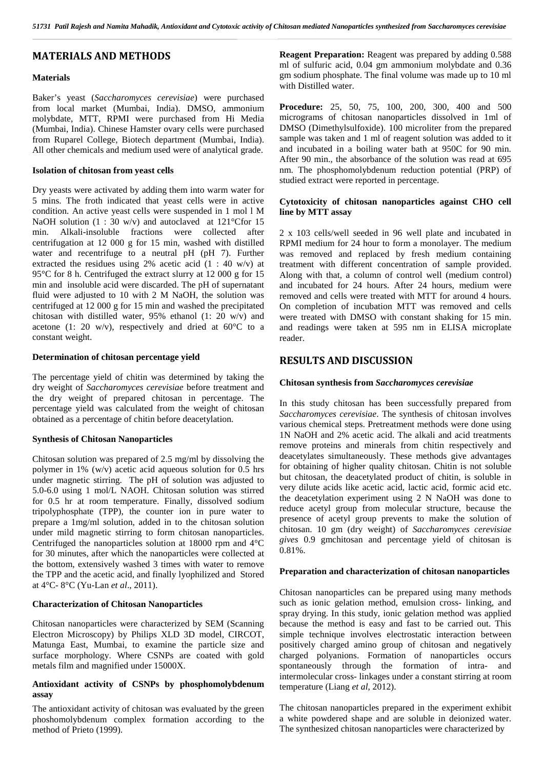## MATERIALS AND METHODS

### Materials

Baker's yeast (*Saccharomyces cerevisiae*) were purchased from local market (Mumbai, India). DMSO, ammonium molybdate, MTT, RPMI were purchased from Hi Media (Mumbai, India). Chinese Hamster ovary cells were purchased from Ruparel College, Biotech department (Mumbai, India). All other chemicals and medium used were of analytical grade.

### Isolation of chitosan from yeast cells

Dry yeasts were activated by adding them into warm water for 5 mins. The froth indicated that yeast cells were in active condition. An active yeast cells were suspended in 1 mol l M NaOH solution (1 : 30 w/v) and autoclaved at 121°Cfor 15 min. Alkali-insoluble fractions were collected after centrifugation at 12 000 g for 15 min, washed with distilled water and recentrifuge to a neutral pH (pH 7). Further extracted the residues using 2% acetic acid (1 : 40 w/v) at 95°C for 8 h. Centrifuged the extract slurry at 12 000 g for 15 min and insoluble acid were discarded. The pH of supernatant fluid were adjusted to 10 with 2 M NaOH, the solution was centrifuged at 12 000 g for 15 min and washed the precipitated chitosan with distilled water, 95% ethanol (1: 20 w/v) and acetone (1: 20 w/v), respectively and dried at 60°C to a constant weight.

### Determination of chitosan percentage yield

The percentage yield of chitin was determined by taking the dry weight of *Saccharomyces cerevisiae* before treatment and the dry weight of prepared chitosan in percentage. The percentage yield was calculated from the weight of chitosan obtained as a percentage of chitin before deacetylation.

### Synthesis of Chitosan Nanoparticles

Chitosan solution was prepared of 2.5 mg/ml by dissolving the polymer in 1% (w/v) acetic acid aqueous solution for 0.5 hrs under magnetic stirring. The pH of solution was adjusted to 5.0-6.0 using 1 mol/L NAOH. Chitosan solution was stirred for 0.5 hr at room temperature. Finally, dissolved sodium tripolyphosphate (TPP), the counter ion in pure water to prepare a 1mg/ml solution, added in to the chitosan solution under mild magnetic stirring to form chitosan nanoparticles. Centrifuged the nanoparticles solution at 18000 rpm and 4°C for 30 minutes, after which the nanoparticles were collected at the bottom, extensively washed 3 times with water to remove the TPP and the acetic acid, and finally lyophilized and Stored at 4°C- 8°C (Yu-Lan *et al*., 2011).

### Characterization of Chitosan Nanoparticles

Chitosan nanoparticles were characterized by SEM (Scanning Electron Microscopy) by Philips XLD 3D model, CIRCOT, Matunga East, Mumbai, to examine the particle size and surface morphology. Where CSNPs are coated with gold metals film and magnified under 15000X.

### Antioxidant activity of CSNPs by phosphomolybdenum assay

The antioxidant activity of chitosan was evaluated by the green phoshomolybdenum complex formation according to the method of Prieto (1999).

**Reagent Preparation:** Reagent was prepared by adding 0.588 ml of sulfuric acid, 0.04 gm ammonium molybdate and 0.36 gm sodium phosphate. The final volume was made up to 10 ml with Distilled water.

**Procedure:** 25, 50, 75, 100, 200, 300, 400 and 500 micrograms of chitosan nanoparticles dissolved in 1ml of DMSO (Dimethylsulfoxide). 100 microliter from the prepared sample was taken and 1 ml of reagent solution was added to it and incubated in a boiling water bath at 950C for 90 min. After 90 min., the absorbance of the solution was read at 695 nm. The phosphomolybdenum reduction potential (PRP) of studied extract were reported in percentage.

### Cytotoxicity of chitosan nanoparticles against CHO cell line by MTT assay

2 x 103 cells/well seeded in 96 well plate and incubated in RPMI medium for 24 hour to form a monolayer. The medium was removed and replaced by fresh medium containing treatment with different concentration of sample provided. Along with that, a column of control well (medium control) and incubated for 24 hours. After 24 hours, medium were removed and cells were treated with MTT for around 4 hours. On completion of incubation MTT was removed and cells were treated with DMSO with constant shaking for 15 min. and readings were taken at 595 nm in ELISA microplate reader.

## RESULTS AND DISCUSSION

### Chitosan synthesis from *Saccharomyces cerevisiae*

In this study chitosan has been successfully prepared from *Saccharomyces cerevisiae*. The synthesis of chitosan involves various chemical steps. Pretreatment methods were done using 1N NaOH and 2% acetic acid. The alkali and acid treatments remove proteins and minerals from chitin respectively and deacetylates simultaneously. These methods give advantages for obtaining of higher quality chitosan. Chitin is not soluble but chitosan, the deacetylated product of chitin, is soluble in very dilute acids like acetic acid, lactic acid, formic acid etc. the deacetylation experiment using 2 N NaOH was done to reduce acetyl group from molecular structure, because the presence of acetyl group prevents to make the solution of chitosan. 10 gm (dry weight) of *Saccharomyces cerevisiae gives* 0.9 gmchitosan and percentage yield of chitosan is 0.81%.

### Preparation and characterization of chitosan nanoparticles

Chitosan nanoparticles can be prepared using many methods such as ionic gelation method, emulsion cross- linking, and spray drying. In this study, ionic gelation method was applied because the method is easy and fast to be carried out. This simple technique involves electrostatic interaction between positively charged amino group of chitosan and negatively charged polyanions. Formation of nanoparticles occurs spontaneously through the formation of intra- and intermolecular cross- linkages under a constant stirring at room temperature (Liang *et al*, 2012).

The chitosan nanoparticles prepared in the experiment exhibit a white powdered shape and are soluble in deionized water. The synthesized chitosan nanoparticles were characterized by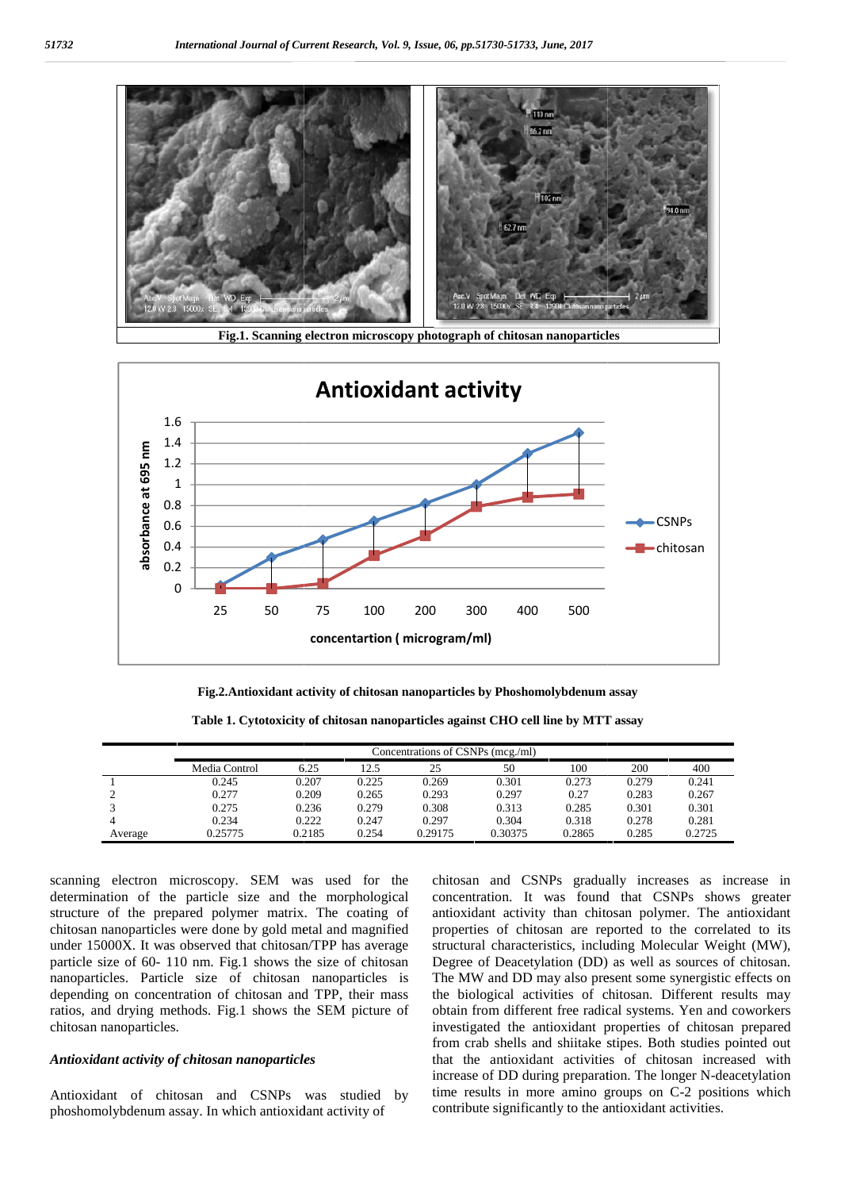Fig.1. Scanning electron microscopy photograph of chitosan nanoparticles

Fig.2.Antioxidant activity of chitosan nanoparticles by Phoshomolybdenum assay

Table 1. Cytotoxicity of chitosan nanoparticles against CHO cell line by MTT assay

| | Concentrations of CSNPs (mcg./ml) | | | | | | | |
|---|---|---|---|---|---|---|---|---|
| | Media Control | 6.25 | 12.5 | 25 | 50 | 100 | 200 | 400 |
| 1 | 0.245 | 0.207 | 0.225 | 0.269 | 0.301 | 0.273 | 0.279 | 0.241 |
| 2 | 0.277 | 0.209 | 0.265 | 0.293 | 0.297 | 0.27 | 0.283 | 0.267 |
| 3 | 0.275 | 0.236 | 0.279 | 0.308 | 0.313 | 0.285 | 0.301 | 0.301 |
| 4 | 0.234 | 0.222 | 0.247 | 0.297 | 0.304 | 0.318 | 0.278 | 0.281 |
| Average | 0.25775 | 0.2185 | 0.254 | 0.29175 | 0.30375 | 0.2865 | 0.285 | 0.2725 |

scanning electron microscopy. SEM was used for the determination of the particle size and the morphological structure of the prepared polymer matrix. The coating of chitosan nanoparticles were done by gold metal and magnified under 15000X. It was observed that chitosan/TPP has average particle size of 60- 110 nm. Fig.1 shows the size of chitosan nanoparticles. Particle size of chitosan nanoparticles is depending on concentration of chitosan and TPP, their mass ratios, and drying methods. Fig.1 shows the SEM picture of chitosan nanoparticles.

### *Antioxidant activity of chitosan nanoparticles*

Antioxidant of chitosan and CSNPs was studied by phoshomolybdenum assay. In which antioxidant activity of chitosan and CSNPs gradually increases as increase in concentration. It was found that CSNPs shows greater antioxidant activity than chitosan polymer. The antioxidant properties of chitosan are reported to the correlated to its structural characteristics, including Molecular Weight (MW), Degree of Deacetylation (DD) as well as sources of chitosan. The MW and DD may also present some synergistic effects on the biological activities of chitosan. Different results may obtain from different free radical systems. Yen and coworkers investigated the antioxidant properties of chitosan prepared from crab shells and shiitake stipes. Both studies pointed out that the antioxidant activities of chitosan increased with increase of DD during preparation. The longer N-deacetylation time results in more amino groups on C-2 positions which contribute significantly to the antioxidant activities.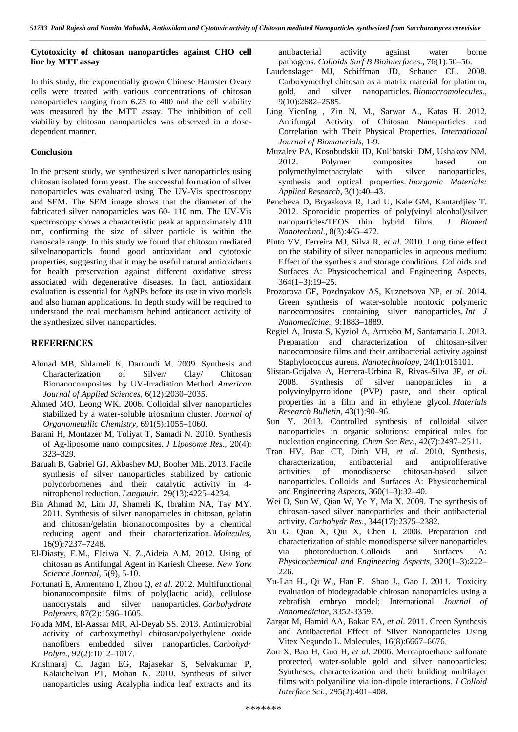**Cytotoxicity of chitosan nanoparticles against CHO cell line by MTT assay**

In this study, the exponentially grown Chinese Hamster Ovary cells were treated with various concentrations of chitosan nanoparticles ranging from 6.25 to 400 and the cell viability was measured by the MTT assay. The inhibition of cell viability by chitosan nanoparticles was observed in a dose-dependent manner.

**Conclusion**

In the present study, we synthesized silver nanoparticles using chitosan isolated form yeast. The successful formation of silver nanoparticles was evaluated using The UV-Vis spectroscopy and SEM. The SEM image shows that the diameter of the fabricated silver nanoparticles was 60- 110 nm. The UV-Vis spectroscopy shows a characteristic peak at approximately 410 nm, confirming the size of silver particle is within the nanoscale range. In this study we found that chitoson mediated silvelnanoparticls found good antioxidant and cytotoxic properties, suggesting that it may be useful natural antioxidants for health preservation against different oxidative stress associated with degenerative diseases. In fact, antioxidant evaluation is essential for AgNPs before its use in vivo models and also human applications. In depth study will be required to understand the real mechanism behind anticancer activity of the synthesized silver nanoparticles.

## REFERENCES

- Ahmad MB, Shlameli K, Darroudi M. 2009. Synthesis and Characterization of Silver/ Clay/ Chitosan Bionanocomposites by UV-Irradiation Method. *American Journal of Applied Sciences*, 6(12):2030–2035.
- Ahmed MO, Leong WK. 2006. Colloidal silver nanoparticles stabilized by a water-soluble triosmium cluster. *Journal of Organometallic Chemistry*, 691(5):1055–1060.
- Barani H, Montazer M, Toliyat T, Samadi N. 2010. Synthesis of Ag-liposome nano composites. *J Liposome Res*., 20(4): 323–329.
- Baruah B, Gabriel GJ, Akbashev MJ, Booher ME. 2013. Facile synthesis of silver nanoparticles stabilized by cationic polynorbornenes and their catalytic activity in 4-nitrophenol reduction. *Langmuir*. 29(13):4225–4234.
- Bin Ahmad M, Lim JJ, Shameli K, Ibrahim NA, Tay MY. 2011. Synthesis of silver nanoparticles in chitosan, gelatin and chitosan/gelatin bionanocomposites by a chemical reducing agent and their characterization. *Molecules*, 16(9):7237–7248.
- El-Diasty, E.M., Eleiwa N. Z.,Aideia A.M. 2012. Using of chitosan as Antifungal Agent in Kariesh Cheese. *New York Science Journal*, 5(9), 5-10.
- Fortunati E, Armentano I, Zhou Q, *et al*. 2012. Multifunctional bionanocomposite films of poly(lactic acid), cellulose nanocrystals and silver nanoparticles. *Carbohydrate Polymers*, 87(2):1596–1605.
- Fouda MM, El-Aassar MR, Al-Deyab SS. 2013. Antimicrobial activity of carboxymethyl chitosan/polyethylene oxide nanofibers embedded silver nanoparticles. *Carbohydr Polym*., 92(2):1012–1017.
- Krishnaraj C, Jagan EG, Rajasekar S, Selvakumar P, Kalaichelvan PT, Mohan N. 2010. Synthesis of silver nanoparticles using Acalypha indica leaf extracts and its antibacterial activity against water borne pathogens. *Colloids Surf B Biointerfaces*., 76(1):50–56.
- Laudenslager MJ, Schiffman JD, Schauer CL. 2008. Carboxymethyl chitosan as a matrix material for platinum, gold, and silver nanoparticles. *Biomacromolecules*., 9(10):2682–2585.
- Ling YienIng , Zin N. M., Sarwar A., Katas H. 2012. Antifungal Activity of Chitosan Nanoparticles and Correlation with Their Physical Properties. *International Journal of Biomaterials*, 1-9.
- Muzalev PA, Kosobudskii ID, Kul'batskii DM, Ushakov NM. 2012. Polymer composites based on polymethylmethacrylate with silver nanoparticles, synthesis and optical properties. *Inorganic Materials: Applied Research*, 3(1):40–43.
- Pencheva D, Bryaskova R, Lad U, Kale GM, Kantardjiev T. 2012. Sporocidic properties of poly(vinyl alcohol)/silver nanoparticles/TEOS thin hybrid films. *J Biomed Nanotechnol*., 8(3):465–472.
- Pinto VV, Ferreira MJ, Silva R, *et al*. 2010. Long time effect on the stability of silver nanoparticles in aqueous medium: Effect of the synthesis and storage conditions. Colloids and Surfaces A: Physicochemical and Engineering Aspects, 364(1–3):19–25.
- Prozorova GF, Pozdnyakov AS, Kuznetsova NP, *et al*. 2014. Green synthesis of water-soluble nontoxic polymeric nanocomposites containing silver nanoparticles. *Int J Nanomedicine*., 9:1883–1889.
- Regiel A, Irusta S, Kyzioł A, Arruebo M, Santamaria J. 2013. Preparation and characterization of chitosan-silver nanocomposite films and their antibacterial activity against Staphylococcus aureus. *Nanotechnology*, 24(1):015101.
- Slistan-Grijalva A, Herrera-Urbina R, Rivas-Silva JF, *et al*. 2008. Synthesis of silver nanoparticles in a polyvinylpyrrolidone (PVP) paste, and their optical properties in a film and in ethylene glycol. *Materials Research Bulletin*, 43(1):90–96.
- Sun Y. 2013. Controlled synthesis of colloidal silver nanoparticles in organic solutions: empirical rules for nucleation engineering. *Chem Soc Rev*., 42(7):2497–2511.
- Tran HV, Bac CT, Dinh VH, *et al*. 2010. Synthesis, characterization, antibacterial and antiproliferative activities of monodisperse chitosan-based silver nanoparticles. Colloids and Surfaces A: Physicochemical and Engineering *Aspects*, 360(1–3):32–40.
- Wei D, Sun W, Qian W, Ye Y, Ma X. 2009. The synthesis of chitosan-based silver nanoparticles and their antibacterial activity. *Carbohydr Res*., 344(17):2375–2382.
- Xu G, Qiao X, Qiu X, Chen J. 2008. Preparation and characterization of stable monodisperse silver nanoparticles via photoreduction. Colloids and Surfaces A: *Physicochemical and Engineering Aspects*, 320(1–3):222–226.
- Yu-Lan H., Qi W., Han F. Shao J., Gao J. 2011. Toxicity evaluation of biodegradable chitosan nanoparticles using a zebrafish embryo model; International *Journal of Nanomedicine*, 3352-3359.
- Zargar M, Hamid AA, Bakar FA, *et al*. 2011. Green Synthesis and Antibacterial Effect of Silver Nanoparticles Using Vitex Negundo L. Molecules, 16(8):6667–6676.
- Zou X, Bao H, Guo H, *et al*. 2006. Mercaptoethane sulfonate protected, water-soluble gold and silver nanoparticles: Syntheses, characterization and their building multilayer films with polyaniline via ion-dipole interactions. *J Colloid Interface Sci*., 295(2):401–408.

*******